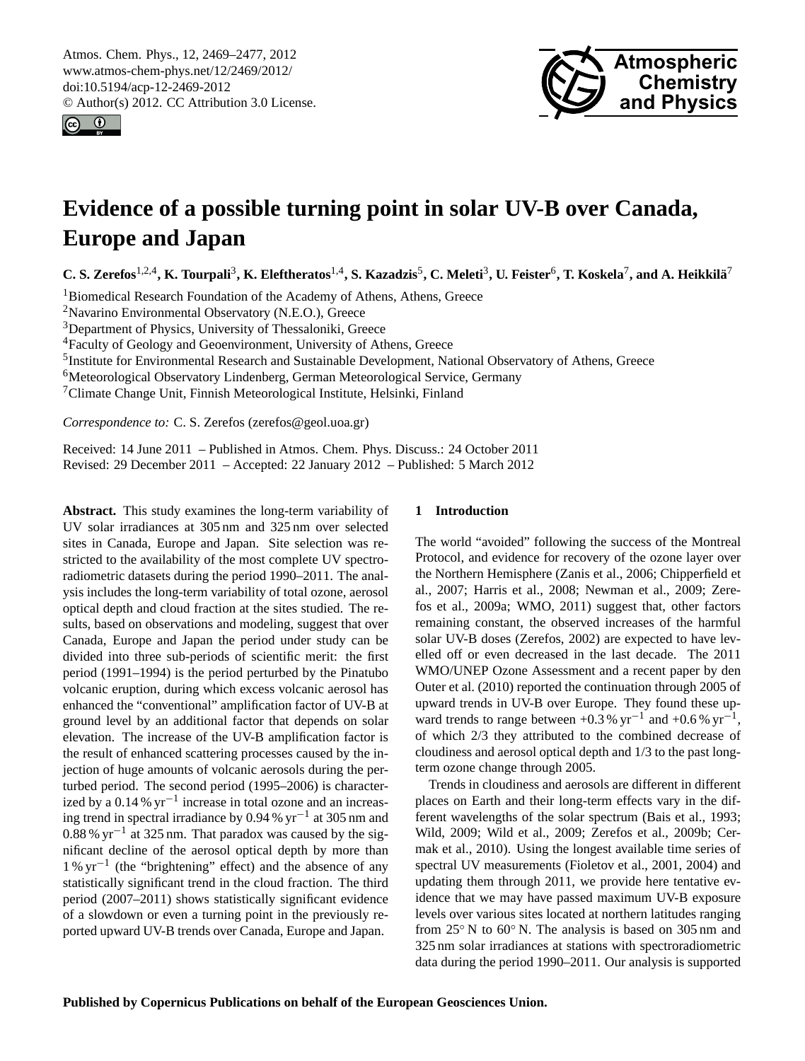# Evidence of a possible turning point in solar UV-B over Canada, Europe and Japan

**C. S. Zerefos[1,2,4], K. Tourpali[3], K. Eleftheratos[1,4], S. Kazadzis[5], C. Meleti[3], U. Feister[6], T. Koskela[7], and A. Heikkilä[7]**

[1]Biomedical Research Foundation of the Academy of Athens, Athens, Greece
[2]Navarino Environmental Observatory (N.E.O.), Greece
[3]Department of Physics, University of Thessaloniki, Greece
[4]Faculty of Geology and Geoenvironment, University of Athens, Greece
[5]Institute for Environmental Research and Sustainable Development, National Observatory of Athens, Greece
[6]Meteorological Observatory Lindenberg, German Meteorological Service, Germany
[7]Climate Change Unit, Finnish Meteorological Institute, Helsinki, Finland

*Correspondence to:* C. S. Zerefos (zerefos@geol.uoa.gr)

Received: 14 June 2011 – Published in Atmos. Chem. Phys. Discuss.: 24 October 2011
Revised: 29 December 2011 – Accepted: 22 January 2012 – Published: 5 March 2012

**Abstract.** This study examines the long-term variability of UV solar irradiances at 305 nm and 325 nm over selected sites in Canada, Europe and Japan. Site selection was restricted to the availability of the most complete UV spectroradiometric datasets during the period 1990–2011. The analysis includes the long-term variability of total ozone, aerosol optical depth and cloud fraction at the sites studied. The results, based on observations and modeling, suggest that over Canada, Europe and Japan the period under study can be divided into three sub-periods of scientific merit: the first period (1991–1994) is the period perturbed by the Pinatubo volcanic eruption, during which excess volcanic aerosol has enhanced the "conventional" amplification factor of UV-B at ground level by an additional factor that depends on solar elevation. The increase of the UV-B amplification factor is the result of enhanced scattering processes caused by the injection of huge amounts of volcanic aerosols during the perturbed period. The second period (1995–2006) is characterized by a 0.14 % $\mathrm{yr}^{-1}$ increase in total ozone and an increasing trend in spectral irradiance by 0.94 % $\mathrm{yr}^{-1}$ at 305 nm and 0.88 % $\mathrm{yr}^{-1}$ at 325 nm. That paradox was caused by the significant decline of the aerosol optical depth by more than 1 % $\mathrm{yr}^{-1}$ (the "brightening" effect) and the absence of any statistically significant trend in the cloud fraction. The third period (2007–2011) shows statistically significant evidence of a slowdown or even a turning point in the previously reported upward UV-B trends over Canada, Europe and Japan.

## 1 Introduction

The world "avoided" following the success of the Montreal Protocol, and evidence for recovery of the ozone layer over the Northern Hemisphere (Zanis et al., 2006; Chipperfield et al., 2007; Harris et al., 2008; Newman et al., 2009; Zerefos et al., 2009a; WMO, 2011) suggest that, other factors remaining constant, the observed increases of the harmful solar UV-B doses (Zerefos, 2002) are expected to have levelled off or even decreased in the last decade. The 2011 WMO/UNEP Ozone Assessment and a recent paper by den Outer et al. (2010) reported the continuation through 2005 of upward trends in UV-B over Europe. They found these upward trends to range between +0.3 % $\mathrm{yr}^{-1}$ and +0.6 % $\mathrm{yr}^{-1}$, of which 2/3 they attributed to the combined decrease of cloudiness and aerosol optical depth and 1/3 to the past long-term ozone change through 2005.

Trends in cloudiness and aerosols are different in different places on Earth and their long-term effects vary in the different wavelengths of the solar spectrum (Bais et al., 1993; Wild, 2009; Wild et al., 2009; Zerefos et al., 2009b; Cermak et al., 2010). Using the longest available time series of spectral UV measurements (Fioletov et al., 2001, 2004) and updating them through 2011, we provide here tentative evidence that we may have passed maximum UV-B exposure levels over various sites located at northern latitudes ranging from 25° N to 60° N. The analysis is based on 305 nm and 325 nm solar irradiances at stations with spectroradiometric data during the period 1990–2011. Our analysis is supported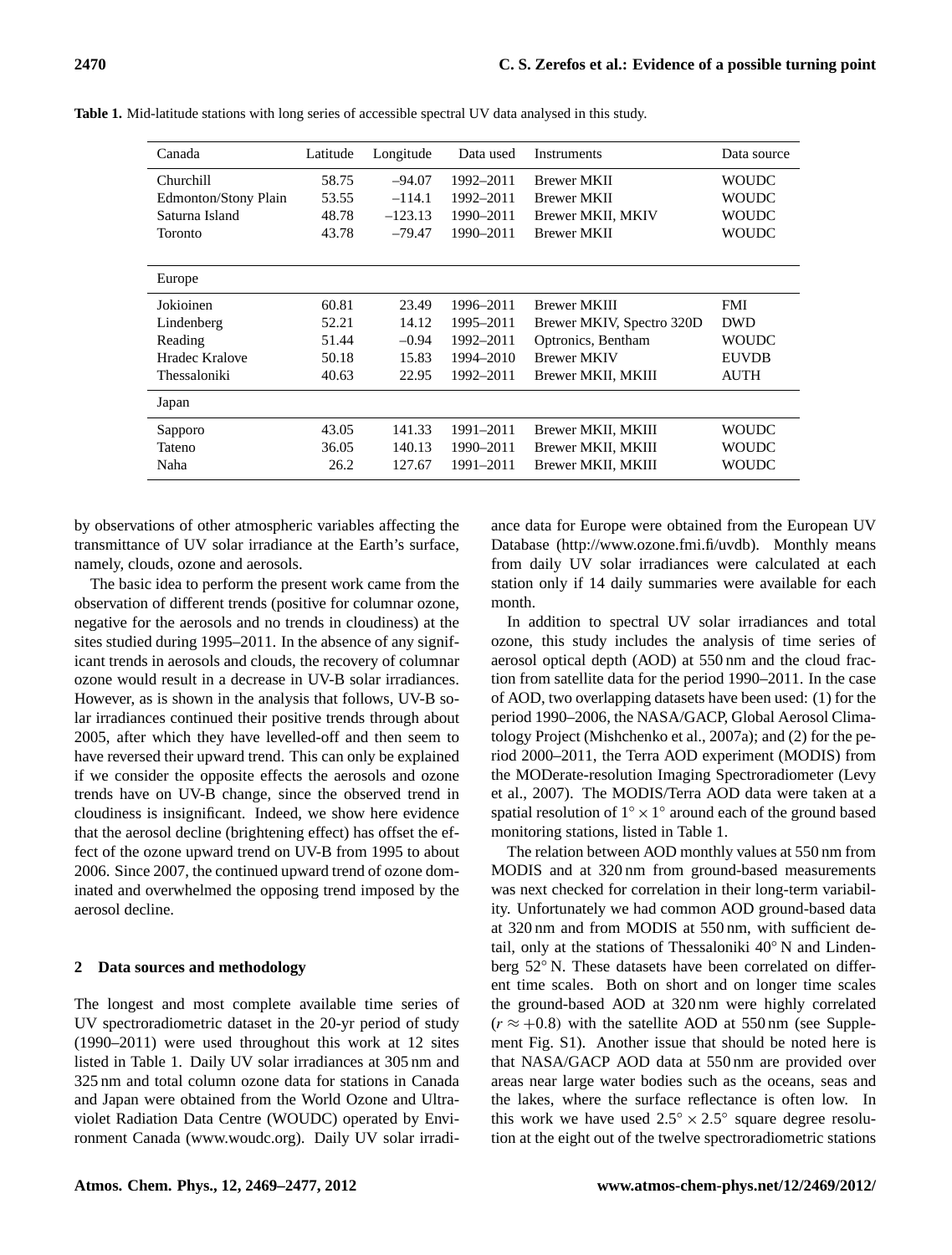**Table 1.** Mid-latitude stations with long series of accessible spectral UV data analysed in this study.

| Canada | Latitude | Longitude | Data used | Instruments | Data source |
|---|---|---|---|---|---|
| Churchill | 58.75 | –94.07 | 1992–2011 | Brewer MKII | WOUDC |
| Edmonton/Stony Plain | 53.55 | –114.1 | 1992–2011 | Brewer MKII | WOUDC |
| Saturna Island | 48.78 | –123.13 | 1990–2011 | Brewer MKII, MKIV | WOUDC |
| Toronto | 43.78 | –79.47 | 1990–2011 | Brewer MKII | WOUDC |
| **Europe** | | | | | |
| Jokioinen | 60.81 | 23.49 | 1996–2011 | Brewer MKIII | FMI |
| Lindenberg | 52.21 | 14.12 | 1995–2011 | Brewer MKIV, Spectro 320D | DWD |
| Reading | 51.44 | –0.94 | 1992–2011 | Optronics, Bentham | WOUDC |
| Hradec Kralove | 50.18 | 15.83 | 1994–2010 | Brewer MKIV | EUVDB |
| Thessaloniki | 40.63 | 22.95 | 1992–2011 | Brewer MKII, MKIII | AUTH |
| **Japan** | | | | | |
| Sapporo | 43.05 | 141.33 | 1991–2011 | Brewer MKII, MKIII | WOUDC |
| Tateno | 36.05 | 140.13 | 1990–2011 | Brewer MKII, MKIII | WOUDC |
| Naha | 26.2 | 127.67 | 1991–2011 | Brewer MKII, MKIII | WOUDC |

by observations of other atmospheric variables affecting the transmittance of UV solar irradiance at the Earth's surface, namely, clouds, ozone and aerosols.

The basic idea to perform the present work came from the observation of different trends (positive for columnar ozone, negative for the aerosols and no trends in cloudiness) at the sites studied during 1995–2011. In the absence of any significant trends in aerosols and clouds, the recovery of columnar ozone would result in a decrease in UV-B solar irradiances. However, as is shown in the analysis that follows, UV-B solar irradiances continued their positive trends through about 2005, after which they have levelled-off and then seem to have reversed their upward trend. This can only be explained if we consider the opposite effects the aerosols and ozone trends have on UV-B change, since the observed trend in cloudiness is insignificant. Indeed, we show here evidence that the aerosol decline (brightening effect) has offset the effect of the ozone upward trend on UV-B from 1995 to about 2006. Since 2007, the continued upward trend of ozone dominated and overwhelmed the opposing trend imposed by the aerosol decline.

## 2 Data sources and methodology

The longest and most complete available time series of UV spectroradiometric dataset in the 20-yr period of study (1990–2011) were used throughout this work at 12 sites listed in Table 1. Daily UV solar irradiances at 305 nm and 325 nm and total column ozone data for stations in Canada and Japan were obtained from the World Ozone and Ultraviolet Radiation Data Centre (WOUDC) operated by Environment Canada (www.woudc.org). Daily UV solar irradiance data for Europe were obtained from the European UV Database (http://www.ozone.fmi.fi/uvdb). Monthly means from daily UV solar irradiances were calculated at each station only if 14 daily summaries were available for each month.

In addition to spectral UV solar irradiances and total ozone, this study includes the analysis of time series of aerosol optical depth (AOD) at 550 nm and the cloud fraction from satellite data for the period 1990–2011. In the case of AOD, two overlapping datasets have been used: (1) for the period 1990–2006, the NASA/GACP, Global Aerosol Climatology Project (Mishchenko et al., 2007a); and (2) for the period 2000–2011, the Terra AOD experiment (MODIS) from the MODerate-resolution Imaging Spectroradiometer (Levy et al., 2007). The MODIS/Terra AOD data were taken at a spatial resolution of $1^{\circ} \times 1^{\circ}$ around each of the ground based monitoring stations, listed in Table 1.

The relation between AOD monthly values at 550 nm from MODIS and at 320 nm from ground-based measurements was next checked for correlation in their long-term variability. Unfortunately we had common AOD ground-based data at 320 nm and from MODIS at 550 nm, with sufficient detail, only at the stations of Thessaloniki 40° N and Lindenberg 52° N. These datasets have been correlated on different time scales. Both on short and on longer time scales the ground-based AOD at 320 nm were highly correlated ($r \approx +0.8$) with the satellite AOD at 550 nm (see Supplement Fig. S1). Another issue that should be noted here is that NASA/GACP AOD data at 550 nm are provided over areas near large water bodies such as the oceans, seas and the lakes, where the surface reflectance is often low. In this work we have used $2.5^{\circ} \times 2.5^{\circ}$ square degree resolution at the eight out of the twelve spectroradiometric stations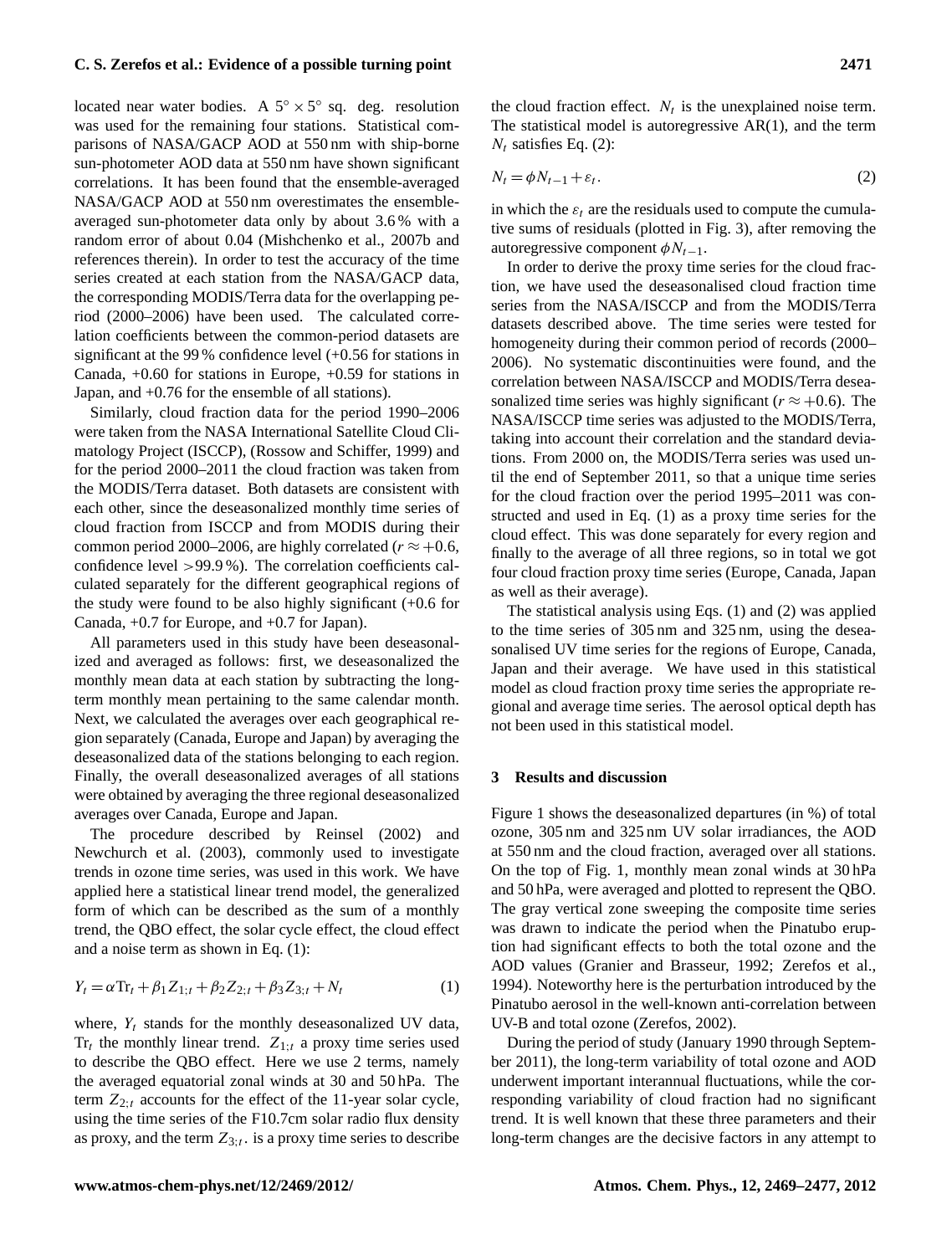located near water bodies. A $5^\circ \times 5^\circ$ sq. deg. resolution was used for the remaining four stations. Statistical comparisons of NASA/GACP AOD at 550 nm with ship-borne sun-photometer AOD data at 550 nm have shown significant correlations. It has been found that the ensemble-averaged NASA/GACP AOD at 550 nm overestimates the ensemble-averaged sun-photometer data only by about 3.6 % with a random error of about 0.04 (Mishchenko et al., 2007b and references therein). In order to test the accuracy of the time series created at each station from the NASA/GACP data, the corresponding MODIS/Terra data for the overlapping period (2000–2006) have been used. The calculated correlation coefficients between the common-period datasets are significant at the 99 % confidence level (+0.56 for stations in Canada, +0.60 for stations in Europe, +0.59 for stations in Japan, and +0.76 for the ensemble of all stations).

Similarly, cloud fraction data for the period 1990–2006 were taken from the NASA International Satellite Cloud Climatology Project (ISCCP), (Rossow and Schiffer, 1999) and for the period 2000–2011 the cloud fraction was taken from the MODIS/Terra dataset. Both datasets are consistent with each other, since the deseasonalized monthly time series of cloud fraction from ISCCP and from MODIS during their common period 2000–2006, are highly correlated ($r \approx +0.6$, confidence level $>99.9$ %). The correlation coefficients calculated separately for the different geographical regions of the study were found to be also highly significant (+0.6 for Canada, +0.7 for Europe, and +0.7 for Japan).

All parameters used in this study have been deseasonalized and averaged as follows: first, we deseasonalized the monthly mean data at each station by subtracting the long-term monthly mean pertaining to the same calendar month. Next, we calculated the averages over each geographical region separately (Canada, Europe and Japan) by averaging the deseasonalized data of the stations belonging to each region. Finally, the overall deseasonalized averages of all stations were obtained by averaging the three regional deseasonalized averages over Canada, Europe and Japan.

The procedure described by Reinsel (2002) and Newchurch et al. (2003), commonly used to investigate trends in ozone time series, was used in this work. We have applied here a statistical linear trend model, the generalized form of which can be described as the sum of a monthly trend, the QBO effect, the solar cycle effect, the cloud effect and a noise term as shown in Eq. (1):

$$Y_t = \alpha \mathrm{Tr}_t + \beta_1 Z_{1;t} + \beta_2 Z_{2;t} + \beta_3 Z_{3;t} + N_t \tag{1}$$

where, $Y_t$ stands for the monthly deseasonalized UV data, $\mathrm{Tr}_t$ the monthly linear trend. $Z_{1;t}$ a proxy time series used to describe the QBO effect. Here we use 2 terms, namely the averaged equatorial zonal winds at 30 and 50 hPa. The term $Z_{2;t}$ accounts for the effect of the 11-year solar cycle, using the time series of the F10.7cm solar radio flux density as proxy, and the term $Z_{3;t}$. is a proxy time series to describe the cloud fraction effect. $N_t$ is the unexplained noise term. The statistical model is autoregressive AR(1), and the term $N_t$ satisfies Eq. (2):

$$N_t = \phi N_{t-1} + \varepsilon_t. \tag{2}$$

in which the $\varepsilon_t$ are the residuals used to compute the cumulative sums of residuals (plotted in Fig. 3), after removing the autoregressive component $\phi N_{t-1}$.

In order to derive the proxy time series for the cloud fraction, we have used the deseasonalised cloud fraction time series from the NASA/ISCCP and from the MODIS/Terra datasets described above. The time series were tested for homogeneity during their common period of records (2000–2006). No systematic discontinuities were found, and the correlation between NASA/ISCCP and MODIS/Terra deseasonalized time series was highly significant ($r \approx +0.6$). The NASA/ISCCP time series was adjusted to the MODIS/Terra, taking into account their correlation and the standard deviations. From 2000 on, the MODIS/Terra series was used until the end of September 2011, so that a unique time series for the cloud fraction over the period 1995–2011 was constructed and used in Eq. (1) as a proxy time series for the cloud effect. This was done separately for every region and finally to the average of all three regions, so in total we got four cloud fraction proxy time series (Europe, Canada, Japan as well as their average).

The statistical analysis using Eqs. (1) and (2) was applied to the time series of 305 nm and 325 nm, using the deseasonalised UV time series for the regions of Europe, Canada, Japan and their average. We have used in this statistical model as cloud fraction proxy time series the appropriate regional and average time series. The aerosol optical depth has not been used in this statistical model.

## 3 Results and discussion

Figure 1 shows the deseasonalized departures (in %) of total ozone, 305 nm and 325 nm UV solar irradiances, the AOD at 550 nm and the cloud fraction, averaged over all stations. On the top of Fig. 1, monthly mean zonal winds at 30 hPa and 50 hPa, were averaged and plotted to represent the QBO. The gray vertical zone sweeping the composite time series was drawn to indicate the period when the Pinatubo eruption had significant effects to both the total ozone and the AOD values (Granier and Brasseur, 1992; Zerefos et al., 1994). Noteworthy here is the perturbation introduced by the Pinatubo aerosol in the well-known anti-correlation between UV-B and total ozone (Zerefos, 2002).

During the period of study (January 1990 through September 2011), the long-term variability of total ozone and AOD underwent important interannual fluctuations, while the corresponding variability of cloud fraction had no significant trend. It is well known that these three parameters and their long-term changes are the decisive factors in any attempt to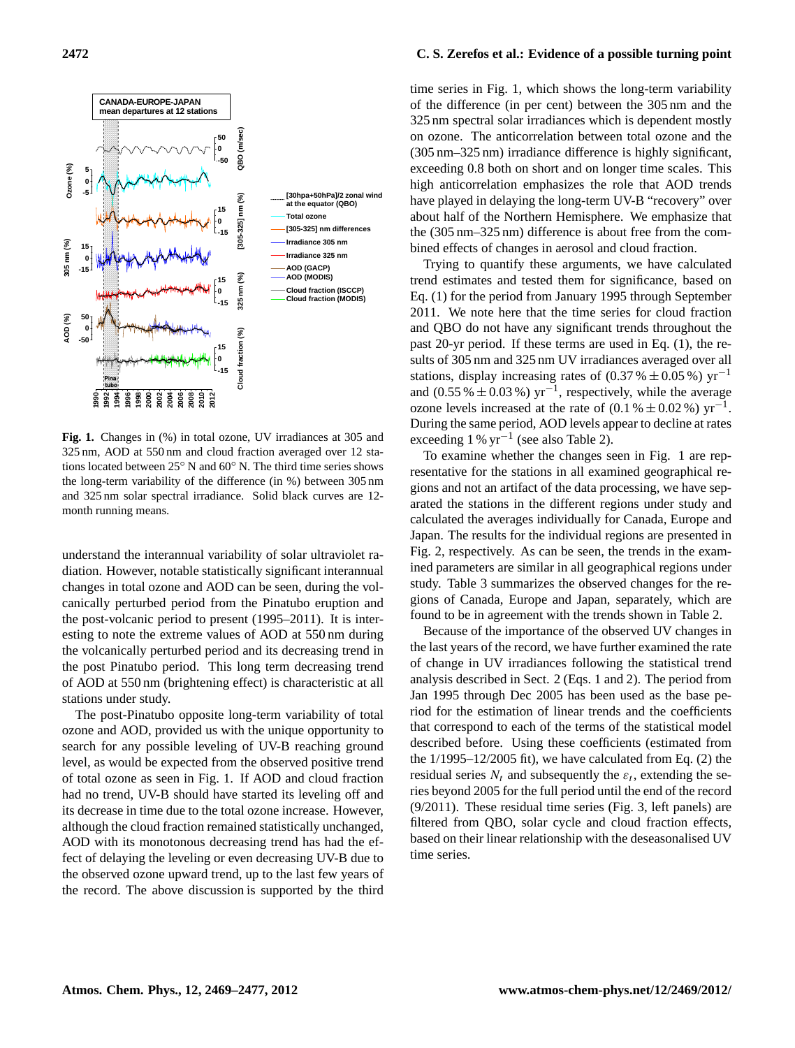**Fig. 1.** Changes in (%) in total ozone, UV irradiances at 305 and 325 nm, AOD at 550 nm and cloud fraction averaged over 12 stations located between 25° N and 60° N. The third time series shows the long-term variability of the difference (in %) between 305 nm and 325 nm solar spectral irradiance. Solid black curves are 12-month running means.

understand the interannual variability of solar ultraviolet radiation. However, notable statistically significant interannual changes in total ozone and AOD can be seen, during the volcanically perturbed period from the Pinatubo eruption and the post-volcanic period to present (1995–2011). It is interesting to note the extreme values of AOD at 550 nm during the volcanically perturbed period and its decreasing trend in the post Pinatubo period. This long term decreasing trend of AOD at 550 nm (brightening effect) is characteristic at all stations under study.

The post-Pinatubo opposite long-term variability of total ozone and AOD, provided us with the unique opportunity to search for any possible leveling of UV-B reaching ground level, as would be expected from the observed positive trend of total ozone as seen in Fig. 1. If AOD and cloud fraction had no trend, UV-B should have started its leveling off and its decrease in time due to the total ozone increase. However, although the cloud fraction remained statistically unchanged, AOD with its monotonous decreasing trend has had the effect of delaying the leveling or even decreasing UV-B due to the observed ozone upward trend, up to the last few years of the record. The above discussion is supported by the third time series in Fig. 1, which shows the long-term variability of the difference (in per cent) between the 305 nm and the 325 nm spectral solar irradiances which is dependent mostly on ozone. The anticorrelation between total ozone and the (305 nm–325 nm) irradiance difference is highly significant, exceeding 0.8 both on short and on longer time scales. This high anticorrelation emphasizes the role that AOD trends have played in delaying the long-term UV-B "recovery" over about half of the Northern Hemisphere. We emphasize that the (305 nm–325 nm) difference is about free from the combined effects of changes in aerosol and cloud fraction.

Trying to quantify these arguments, we have calculated trend estimates and tested them for significance, based on Eq. (1) for the period from January 1995 through September 2011. We note here that the time series for cloud fraction and QBO do not have any significant trends throughout the past 20-yr period. If these terms are used in Eq. (1), the results of 305 nm and 325 nm UV irradiances averaged over all stations, display increasing rates of $(0.37\,\% \pm 0.05\,\%)\ \mathrm{yr}^{-1}$ and $(0.55\,\% \pm 0.03\,\%)\ \mathrm{yr}^{-1}$, respectively, while the average ozone levels increased at the rate of $(0.1\,\% \pm 0.02\,\%)\ \mathrm{yr}^{-1}$. During the same period, AOD levels appear to decline at rates exceeding $1\,\%\ \mathrm{yr}^{-1}$ (see also Table 2).

To examine whether the changes seen in Fig. 1 are representative for the stations in all examined geographical regions and not an artifact of the data processing, we have separated the stations in the different regions under study and calculated the averages individually for Canada, Europe and Japan. The results for the individual regions are presented in Fig. 2, respectively. As can be seen, the trends in the examined parameters are similar in all geographical regions under study. Table 3 summarizes the observed changes for the regions of Canada, Europe and Japan, separately, which are found to be in agreement with the trends shown in Table 2.

Because of the importance of the observed UV changes in the last years of the record, we have further examined the rate of change in UV irradiances following the statistical trend analysis described in Sect. 2 (Eqs. 1 and 2). The period from Jan 1995 through Dec 2005 has been used as the base period for the estimation of linear trends and the coefficients that correspond to each of the terms of the statistical model described before. Using these coefficients (estimated from the 1/1995–12/2005 fit), we have calculated from Eq. (2) the residual series $N_t$ and subsequently the $\varepsilon_t$, extending the series beyond 2005 for the full period until the end of the record (9/2011). These residual time series (Fig. 3, left panels) are filtered from QBO, solar cycle and cloud fraction effects, based on their linear relationship with the deseasonalised UV time series.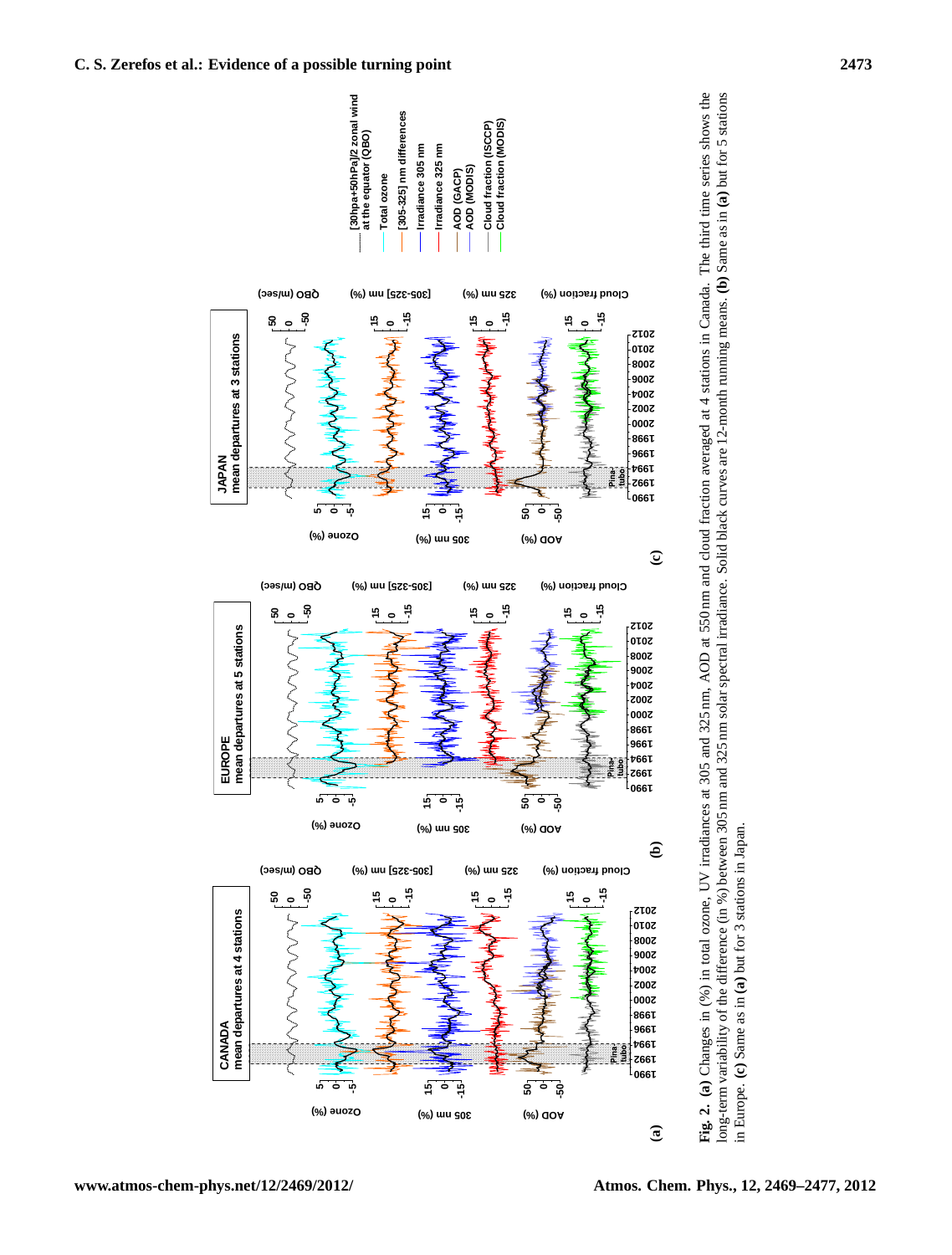**Fig. 2.** **(a)** Changes in (%) in total ozone, UV irradiances at 305 and 325 nm, AOD at 550 nm and cloud fraction averaged at 4 stations in Canada. The third time series shows the long-term variability of the difference (in %) between 305 nm and 325 nm solar spectral irradiance. Solid black curves are 12-month running means. **(b)** Same as in **(a)** but for 5 stations in Europe. **(c)** Same as in **(a)** but for 3 stations in Japan.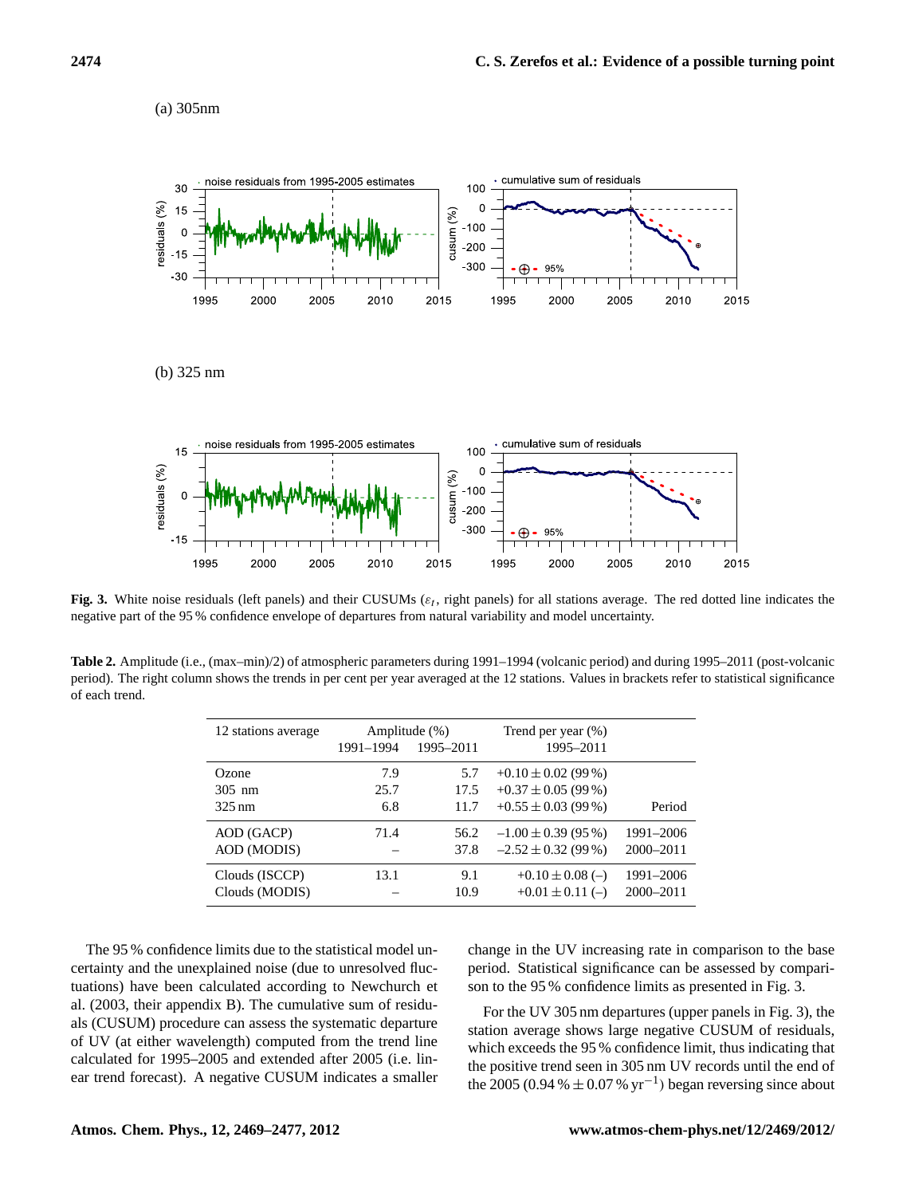(a) 305nm

(b) 325 nm

**Fig. 3.** White noise residuals (left panels) and their CUSUMs ($\varepsilon_t$, right panels) for all stations average. The red dotted line indicates the negative part of the 95 % confidence envelope of departures from natural variability and model uncertainty.

**Table 2.** Amplitude (i.e., (max–min)/2) of atmospheric parameters during 1991–1994 (volcanic period) and during 1995–2011 (post-volcanic period). The right column shows the trends in per cent per year averaged at the 12 stations. Values in brackets refer to statistical significance of each trend.

| 12 stations average | Amplitude (%) 1991–1994 | Amplitude (%) 1995–2011 | Trend per year (%) 1995–2011 | |
|---|---|---|---|---|
| Ozone | 7.9 | 5.7 | +0.10 ± 0.02 (99 %) | |
| 305 nm | 25.7 | 17.5 | +0.37 ± 0.05 (99 %) | |
| 325 nm | 6.8 | 11.7 | +0.55 ± 0.03 (99 %) | Period |
| AOD (GACP) | 71.4 | 56.2 | −1.00 ± 0.39 (95 %) | 1991–2006 |
| AOD (MODIS) | – | 37.8 | −2.52 ± 0.32 (99 %) | 2000–2011 |
| Clouds (ISCCP) | 13.1 | 9.1 | +0.10 ± 0.08 (–) | 1991–2006 |
| Clouds (MODIS) | – | 10.9 | +0.01 ± 0.11 (–) | 2000–2011 |

The 95 % confidence limits due to the statistical model uncertainty and the unexplained noise (due to unresolved fluctuations) have been calculated according to Newchurch et al. (2003, their appendix B). The cumulative sum of residuals (CUSUM) procedure can assess the systematic departure of UV (at either wavelength) computed from the trend line calculated for 1995–2005 and extended after 2005 (i.e. linear trend forecast). A negative CUSUM indicates a smaller change in the UV increasing rate in comparison to the base period. Statistical significance can be assessed by comparison to the 95 % confidence limits as presented in Fig. 3.

For the UV 305 nm departures (upper panels in Fig. 3), the station average shows large negative CUSUM of residuals, which exceeds the 95 % confidence limit, thus indicating that the positive trend seen in 305 nm UV records until the end of the 2005 (0.94 % ± 0.07 % $\mathrm{yr}^{-1}$) began reversing since about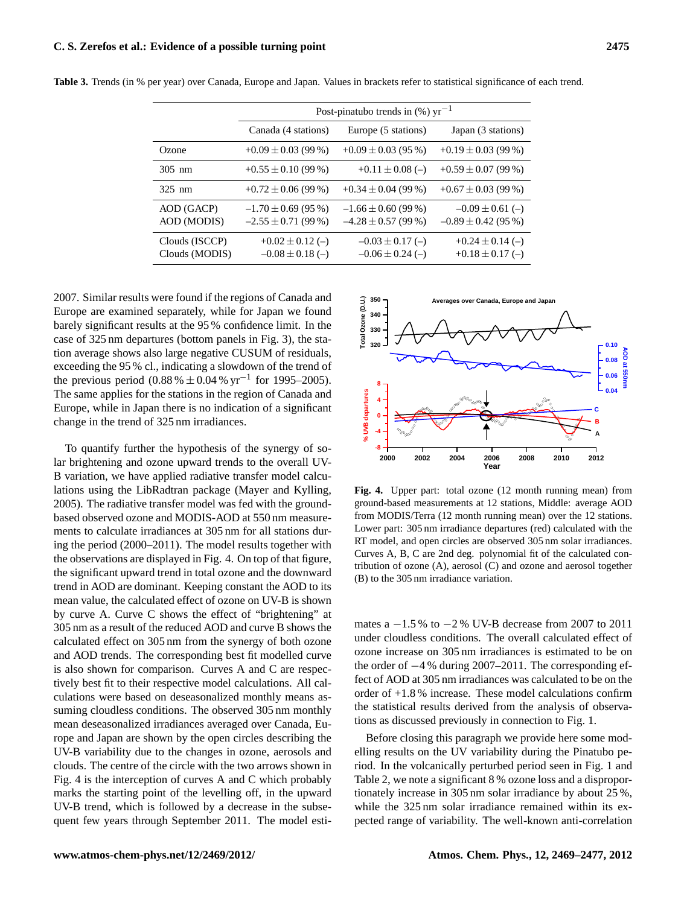**Table 3.** Trends (in % per year) over Canada, Europe and Japan. Values in brackets refer to statistical significance of each trend.

| | Post-pinatubo trends in (%) $yr^{-1}$ | | |
|---|---|---|---|
| | Canada (4 stations) | Europe (5 stations) | Japan (3 stations) |
| Ozone | $+0.09 \pm 0.03$ (99 %) | $+0.09 \pm 0.03$ (95 %) | $+0.19 \pm 0.03$ (99 %) |
| 305 nm | $+0.55 \pm 0.10$ (99 %) | $+0.11 \pm 0.08$ (–) | $+0.59 \pm 0.07$ (99 %) |
| 325 nm | $+0.72 \pm 0.06$ (99 %) | $+0.34 \pm 0.04$ (99 %) | $+0.67 \pm 0.03$ (99 %) |
| AOD (GACP) | $-1.70 \pm 0.69$ (95 %) | $-1.66 \pm 0.60$ (99 %) | $-0.09 \pm 0.61$ (–) |
| AOD (MODIS) | $-2.55 \pm 0.71$ (99 %) | $-4.28 \pm 0.57$ (99 %) | $-0.89 \pm 0.42$ (95 %) |
| Clouds (ISCCP) | $+0.02 \pm 0.12$ (–) | $-0.03 \pm 0.17$ (–) | $+0.24 \pm 0.14$ (–) |
| Clouds (MODIS) | $-0.08 \pm 0.18$ (–) | $-0.06 \pm 0.24$ (–) | $+0.18 \pm 0.17$ (–) |

2007. Similar results were found if the regions of Canada and Europe are examined separately, while for Japan we found barely significant results at the 95 % confidence limit. In the case of 325 nm departures (bottom panels in Fig. 3), the station average shows also large negative CUSUM of residuals, exceeding the 95 % cl., indicating a slowdown of the trend of the previous period ($0.88\,\% \pm 0.04\,\%\,yr^{-1}$ for 1995–2005). The same applies for the stations in the region of Canada and Europe, while in Japan there is no indication of a significant change in the trend of 325 nm irradiances.

To quantify further the hypothesis of the synergy of solar brightening and ozone upward trends to the overall UV-B variation, we have applied radiative transfer model calculations using the LibRadtran package (Mayer and Kylling, 2005). The radiative transfer model was fed with the ground-based observed ozone and MODIS-AOD at 550 nm measurements to calculate irradiances at 305 nm for all stations during the period (2000–2011). The model results together with the observations are displayed in Fig. 4. On top of that figure, the significant upward trend in total ozone and the downward trend in AOD are dominant. Keeping constant the AOD to its mean value, the calculated effect of ozone on UV-B is shown by curve A. Curve C shows the effect of "brightening" at 305 nm as a result of the reduced AOD and curve B shows the calculated effect on 305 nm from the synergy of both ozone and AOD trends. The corresponding best fit modelled curve is also shown for comparison. Curves A and C are respectively best fit to their respective model calculations. All calculations were based on deseasonalized monthly means assuming cloudless conditions. The observed 305 nm monthly mean deseasonalized irradiances averaged over Canada, Europe and Japan are shown by the open circles describing the UV-B variability due to the changes in ozone, aerosols and clouds. The centre of the circle with the two arrows shown in Fig. 4 is the interception of curves A and C which probably marks the starting point of the levelling off, in the upward UV-B trend, which is followed by a decrease in the subsequent few years through September 2011. The model estimates a $-1.5\,\%$ to $-2\,\%$ UV-B decrease from 2007 to 2011 under cloudless conditions. The overall calculated effect of ozone increase on 305 nm irradiances is estimated to be on the order of $-4\,\%$ during 2007–2011. The corresponding effect of AOD at 305 nm irradiances was calculated to be on the order of $+1.8\,\%$ increase. These model calculations confirm the statistical results derived from the analysis of observations as discussed previously in connection to Fig. 1.

**Fig. 4.** Upper part: total ozone (12 month running mean) from ground-based measurements at 12 stations, Middle: average AOD from MODIS/Terra (12 month running mean) over the 12 stations. Lower part: 305 nm irradiance departures (red) calculated with the RT model, and open circles are observed 305 nm solar irradiances. Curves A, B, C are 2nd deg. polynomial fit of the calculated contribution of ozone (A), aerosol (C) and ozone and aerosol together (B) to the 305 nm irradiance variation.

Before closing this paragraph we provide here some modelling results on the UV variability during the Pinatubo period. In the volcanically perturbed period seen in Fig. 1 and Table 2, we note a significant 8 % ozone loss and a disproportionately increase in 305 nm solar irradiance by about 25 %, while the 325 nm solar irradiance remained within its expected range of variability. The well-known anti-correlation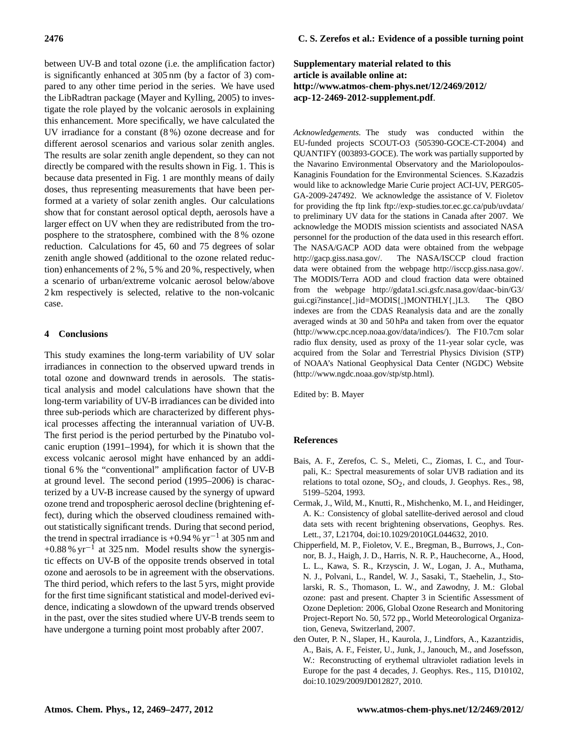between UV-B and total ozone (i.e. the amplification factor) is significantly enhanced at 305 nm (by a factor of 3) compared to any other time period in the series. We have used the LibRadtran package (Mayer and Kylling, 2005) to investigate the role played by the volcanic aerosols in explaining this enhancement. More specifically, we have calculated the UV irradiance for a constant (8 %) ozone decrease and for different aerosol scenarios and various solar zenith angles. The results are solar zenith angle dependent, so they can not directly be compared with the results shown in Fig. 1. This is because data presented in Fig. 1 are monthly means of daily doses, thus representing measurements that have been performed at a variety of solar zenith angles. Our calculations show that for constant aerosol optical depth, aerosols have a larger effect on UV when they are redistributed from the troposphere to the stratosphere, combined with the 8 % ozone reduction. Calculations for 45, 60 and 75 degrees of solar zenith angle showed (additional to the ozone related reduction) enhancements of 2 %, 5 % and 20 %, respectively, when a scenario of urban/extreme volcanic aerosol below/above 2 km respectively is selected, relative to the non-volcanic case.

## 4 Conclusions

This study examines the long-term variability of UV solar irradiances in connection to the observed upward trends in total ozone and downward trends in aerosols. The statistical analysis and model calculations have shown that the long-term variability of UV-B irradiances can be divided into three sub-periods which are characterized by different physical processes affecting the interannual variation of UV-B. The first period is the period perturbed by the Pinatubo volcanic eruption (1991–1994), for which it is shown that the excess volcanic aerosol might have enhanced by an additional 6 % the "conventional" amplification factor of UV-B at ground level. The second period (1995–2006) is characterized by a UV-B increase caused by the synergy of upward ozone trend and tropospheric aerosol decline (brightening effect), during which the observed cloudiness remained without statistically significant trends. During that second period, the trend in spectral irradiance is +0.94 % $yr^{-1}$ at 305 nm and +0.88 % $yr^{-1}$ at 325 nm. Model results show the synergistic effects on UV-B of the opposite trends observed in total ozone and aerosols to be in agreement with the observations. The third period, which refers to the last 5 yrs, might provide for the first time significant statistical and model-derived evidence, indicating a slowdown of the upward trends observed in the past, over the sites studied where UV-B trends seem to have undergone a turning point most probably after 2007.

**Supplementary material related to this article is available online at: http://www.atmos-chem-phys.net/12/2469/2012/acp-12-2469-2012-supplement.pdf.**

*Acknowledgements.* The study was conducted within the EU-funded projects SCOUT-O3 (505390-GOCE-CT-2004) and QUANTIFY (003893-GOCE). The work was partially supported by the Navarino Environmental Observatory and the Mariolopoulos-Kanaginis Foundation for the Environmental Sciences. S.Kazadzis would like to acknowledge Marie Curie project ACI-UV, PERG05-GA-2009-247492. We acknowledge the assistance of V. Fioletov for providing the ftp link ftp://exp-studies.tor.ec.gc.ca/pub/uvdata/ to preliminary UV data for the stations in Canada after 2007. We acknowledge the MODIS mission scientists and associated NASA personnel for the production of the data used in this research effort. The NASA/GACP AOD data were obtained from the webpage http://gacp.giss.nasa.gov/. The NASA/ISCCP cloud fraction data were obtained from the webpage http://isccp.giss.nasa.gov/. The MODIS/Terra AOD and cloud fraction data were obtained from the webpage http://gdata1.sci.gsfc.nasa.gov/daac-bin/G3/gui.cgi?instance{_}id=MODIS{_}MONTHLY{_}L3. The QBO indexes are from the CDAS Reanalysis data and are the zonally averaged winds at 30 and 50 hPa and taken from over the equator (http://www.cpc.ncep.noaa.gov/data/indices/). The F10.7cm solar radio flux density, used as proxy of the 11-year solar cycle, was acquired from the Solar and Terrestrial Physics Division (STP) of NOAA's National Geophysical Data Center (NGDC) Website (http://www.ngdc.noaa.gov/stp/stp.html).

Edited by: B. Mayer

## References

Bais, A. F., Zerefos, C. S., Meleti, C., Ziomas, I. C., and Tourpali, K.: Spectral measurements of solar UVB radiation and its relations to total ozone, $SO_2$, and clouds, J. Geophys. Res., 98, 5199–5204, 1993.

Cermak, J., Wild, M., Knutti, R., Mishchenko, M. I., and Heidinger, A. K.: Consistency of global satellite-derived aerosol and cloud data sets with recent brightening observations, Geophys. Res. Lett., 37, L21704, doi:10.1029/2010GL044632, 2010.

Chipperfield, M. P., Fioletov, V. E., Bregman, B., Burrows, J., Connor, B. J., Haigh, J. D., Harris, N. R. P., Hauchecorne, A., Hood, L. L., Kawa, S. R., Krzyscin, J. W., Logan, J. A., Muthama, N. J., Polvani, L., Randel, W. J., Sasaki, T., Staehelin, J., Stolarski, R. S., Thomason, L. W., and Zawodny, J. M.: Global ozone: past and present. Chapter 3 in Scientific Assessment of Ozone Depletion: 2006, Global Ozone Research and Monitoring Project-Report No. 50, 572 pp., World Meteorological Organization, Geneva, Switzerland, 2007.

den Outer, P. N., Slaper, H., Kaurola, J., Lindfors, A., Kazantzidis, A., Bais, A. F., Feister, U., Junk, J., Janouch, M., and Josefsson, W.: Reconstructing of erythemal ultraviolet radiation levels in Europe for the past 4 decades, J. Geophys. Res., 115, D10102, doi:10.1029/2009JD012827, 2010.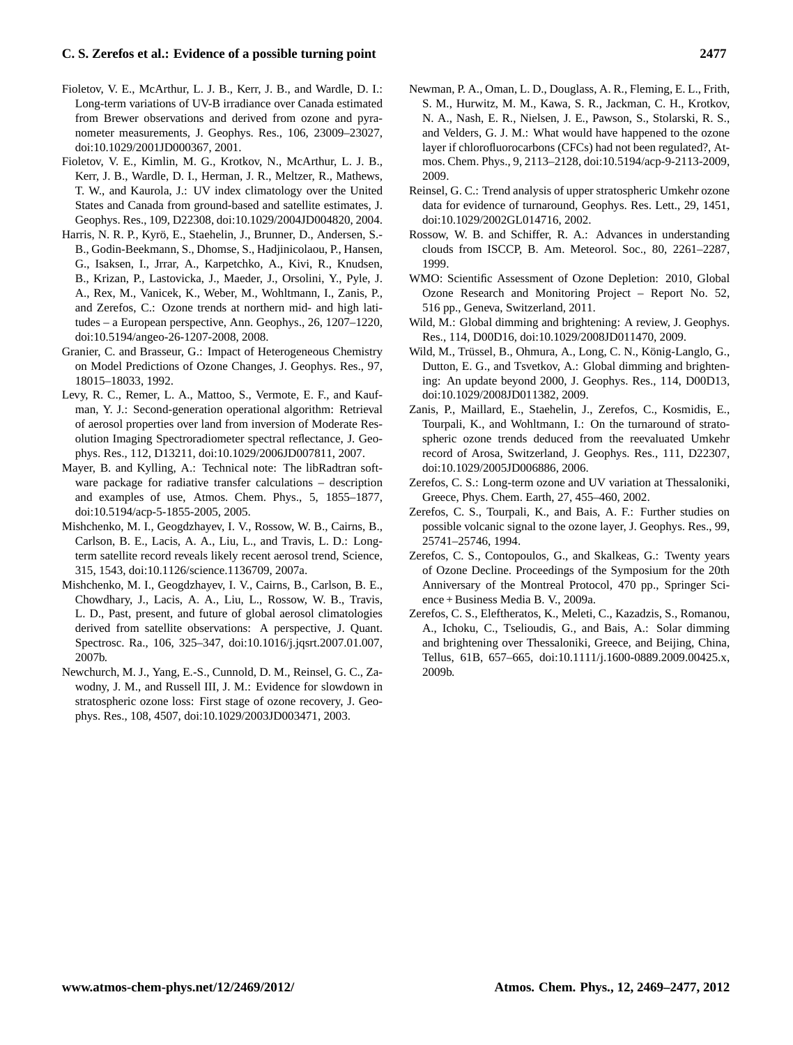Fioletov, V. E., McArthur, L. J. B., Kerr, J. B., and Wardle, D. I.: Long-term variations of UV-B irradiance over Canada estimated from Brewer observations and derived from ozone and pyranometer measurements, J. Geophys. Res., 106, 23009–23027, doi:10.1029/2001JD000367, 2001.

Fioletov, V. E., Kimlin, M. G., Krotkov, N., McArthur, L. J. B., Kerr, J. B., Wardle, D. I., Herman, J. R., Meltzer, R., Mathews, T. W., and Kaurola, J.: UV index climatology over the United States and Canada from ground-based and satellite estimates, J. Geophys. Res., 109, D22308, doi:10.1029/2004JD004820, 2004.

Harris, N. R. P., Kyrö, E., Staehelin, J., Brunner, D., Andersen, S.-B., Godin-Beekmann, S., Dhomse, S., Hadjinicolaou, P., Hansen, G., Isaksen, I., Jrrar, A., Karpetchko, A., Kivi, R., Knudsen, B., Krizan, P., Lastovicka, J., Maeder, J., Orsolini, Y., Pyle, J. A., Rex, M., Vanicek, K., Weber, M., Wohltmann, I., Zanis, P., and Zerefos, C.: Ozone trends at northern mid- and high latitudes – a European perspective, Ann. Geophys., 26, 1207–1220, doi:10.5194/angeo-26-1207-2008, 2008.

Granier, C. and Brasseur, G.: Impact of Heterogeneous Chemistry on Model Predictions of Ozone Changes, J. Geophys. Res., 97, 18015–18033, 1992.

Levy, R. C., Remer, L. A., Mattoo, S., Vermote, E. F., and Kaufman, Y. J.: Second-generation operational algorithm: Retrieval of aerosol properties over land from inversion of Moderate Resolution Imaging Spectroradiometer spectral reflectance, J. Geophys. Res., 112, D13211, doi:10.1029/2006JD007811, 2007.

Mayer, B. and Kylling, A.: Technical note: The libRadtran software package for radiative transfer calculations – description and examples of use, Atmos. Chem. Phys., 5, 1855–1877, doi:10.5194/acp-5-1855-2005, 2005.

Mishchenko, M. I., Geogdzhayev, I. V., Rossow, W. B., Cairns, B., Carlson, B. E., Lacis, A. A., Liu, L., and Travis, L. D.: Long-term satellite record reveals likely recent aerosol trend, Science, 315, 1543, doi:10.1126/science.1136709, 2007a.

Mishchenko, M. I., Geogdzhayev, I. V., Cairns, B., Carlson, B. E., Chowdhary, J., Lacis, A. A., Liu, L., Rossow, W. B., Travis, L. D., Past, present, and future of global aerosol climatologies derived from satellite observations: A perspective, J. Quant. Spectrosc. Ra., 106, 325–347, doi:10.1016/j.jqsrt.2007.01.007, 2007b.

Newchurch, M. J., Yang, E.-S., Cunnold, D. M., Reinsel, G. C., Zawodny, J. M., and Russell III, J. M.: Evidence for slowdown in stratospheric ozone loss: First stage of ozone recovery, J. Geophys. Res., 108, 4507, doi:10.1029/2003JD003471, 2003.

Newman, P. A., Oman, L. D., Douglass, A. R., Fleming, E. L., Frith, S. M., Hurwitz, M. M., Kawa, S. R., Jackman, C. H., Krotkov, N. A., Nash, E. R., Nielsen, J. E., Pawson, S., Stolarski, R. S., and Velders, G. J. M.: What would have happened to the ozone layer if chlorofluorocarbons (CFCs) had not been regulated?, Atmos. Chem. Phys., 9, 2113–2128, doi:10.5194/acp-9-2113-2009, 2009.

Reinsel, G. C.: Trend analysis of upper stratospheric Umkehr ozone data for evidence of turnaround, Geophys. Res. Lett., 29, 1451, doi:10.1029/2002GL014716, 2002.

Rossow, W. B. and Schiffer, R. A.: Advances in understanding clouds from ISCCP, B. Am. Meteorol. Soc., 80, 2261–2287, 1999.

WMO: Scientific Assessment of Ozone Depletion: 2010, Global Ozone Research and Monitoring Project – Report No. 52, 516 pp., Geneva, Switzerland, 2011.

Wild, M.: Global dimming and brightening: A review, J. Geophys. Res., 114, D00D16, doi:10.1029/2008JD011470, 2009.

Wild, M., Trüssel, B., Ohmura, A., Long, C. N., König-Langlo, G., Dutton, E. G., and Tsvetkov, A.: Global dimming and brightening: An update beyond 2000, J. Geophys. Res., 114, D00D13, doi:10.1029/2008JD011382, 2009.

Zanis, P., Maillard, E., Staehelin, J., Zerefos, C., Kosmidis, E., Tourpali, K., and Wohltmann, I.: On the turnaround of stratospheric ozone trends deduced from the reevaluated Umkehr record of Arosa, Switzerland, J. Geophys. Res., 111, D22307, doi:10.1029/2005JD006886, 2006.

Zerefos, C. S.: Long-term ozone and UV variation at Thessaloniki, Greece, Phys. Chem. Earth, 27, 455–460, 2002.

Zerefos, C. S., Tourpali, K., and Bais, A. F.: Further studies on possible volcanic signal to the ozone layer, J. Geophys. Res., 99, 25741–25746, 1994.

Zerefos, C. S., Contopoulos, G., and Skalkeas, G.: Twenty years of Ozone Decline. Proceedings of the Symposium for the 20th Anniversary of the Montreal Protocol, 470 pp., Springer Science + Business Media B. V., 2009a.

Zerefos, C. S., Eleftheratos, K., Meleti, C., Kazadzis, S., Romanou, A., Ichoku, C., Tselioudis, G., and Bais, A.: Solar dimming and brightening over Thessaloniki, Greece, and Beijing, China, Tellus, 61B, 657–665, doi:10.1111/j.1600-0889.2009.00425.x, 2009b.